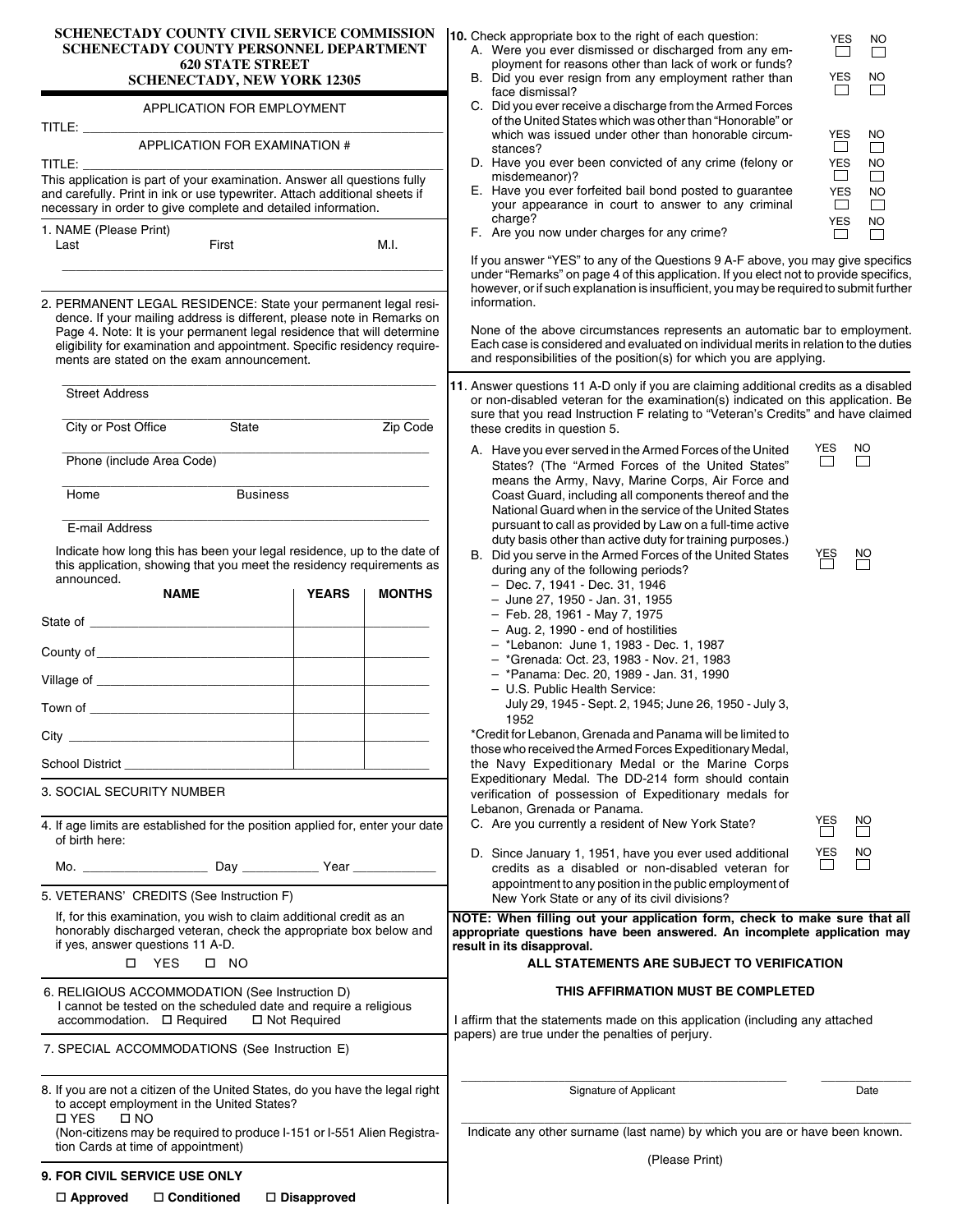# SCHENECTADY COUNTY CIVIL SERVICE COMMISSION
# SCHENECTADY COUNTY PERSONNEL DEPARTMENT
## 620 STATE STREET
## SCHENECTADY, NEW YORK 12305

APPLICATION FOR EMPLOYMENT

TITLE: ______________________________

APPLICATION FOR EXAMINATION #

TITLE: ______________________________

This application is part of your examination. Answer all questions fully and carefully. Print in ink or use typewriter. Attach additional sheets if necessary in order to give complete and detailed information.

1. NAME (Please Print)

Last  First  M.I.

______________________________

2. PERMANENT LEGAL RESIDENCE: State your permanent legal residence. If your mailing address is different, please note in Remarks on Page 4. Note: It is your permanent legal residence that will determine eligibility for examination and appointment. Specific residency requirements are stated on the exam announcement.

______________________________
Street Address

______________________________
City or Post Office  State  Zip Code

______________________________
Phone (include Area Code)

______________________________
Home  Business

______________________________
E-mail Address

Indicate how long this has been your legal residence, up to the date of this application, showing that you meet the residency requirements as announced.

| NAME | YEARS | MONTHS |
|---|---|---|
| State of ____________ | | |
| County of ____________ | | |
| Village of ____________ | | |
| Town of ____________ | | |
| City ____________ | | |
| School District ____________ | | |

3. SOCIAL SECURITY NUMBER

4. If age limits are established for the position applied for, enter your date of birth here:

Mo. ____________ Day ________ Year ________

5. VETERANS' CREDITS (See Instruction F)

If, for this examination, you wish to claim additional credit as an honorably discharged veteran, check the appropriate box below and if yes, answer questions 11 A-D.

☐ YES ☐ NO

6. RELIGIOUS ACCOMMODATION (See Instruction D)
I cannot be tested on the scheduled date and require a religious accommodation. ☐ Required ☐ Not Required

7. SPECIAL ACCOMMODATIONS (See Instruction E)

8. If you are not a citizen of the United States, do you have the legal right to accept employment in the United States?
☐ YES ☐ NO
(Non-citizens may be required to produce I-151 or I-551 Alien Registration Cards at time of appointment)

**9. FOR CIVIL SERVICE USE ONLY**

☐ **Approved** ☐ **Conditioned** ☐ **Disapproved**

10. Check appropriate box to the right of each question:

| | YES | NO |
|---|---|---|
| A. Were you ever dismissed or discharged from any employment for reasons other than lack of work or funds? | ☐ | ☐ |
| B. Did you ever resign from any employment rather than face dismissal? | ☐ | ☐ |
| C. Did you ever receive a discharge from the Armed Forces of the United States which was other than "Honorable" or which was issued under other than honorable circumstances? | ☐ | ☐ |
| D. Have you ever been convicted of any crime (felony or misdemeanor)? | ☐ | ☐ |
| E. Have you ever forfeited bail bond posted to guarantee your appearance in court to answer to any criminal charge? | ☐ | ☐ |
| F. Are you now under charges for any crime? | ☐ | ☐ |

If you answer "YES" to any of the Questions 9 A-F above, you may give specifics under "Remarks" on page 4 of this application. If you elect not to provide specifics, however, or if such explanation is insufficient, you may be required to submit further information.

None of the above circumstances represents an automatic bar to employment. Each case is considered and evaluated on individual merits in relation to the duties and responsibilities of the position(s) for which you are applying.

11. Answer questions 11 A-D only if you are claiming additional credits as a disabled or non-disabled veteran for the examination(s) indicated on this application. Be sure that you read Instruction F relating to "Veteran's Credits" and have claimed these credits in question 5.

| | YES | NO |
|---|---|---|
| A. Have you ever served in the Armed Forces of the United States? (The "Armed Forces of the United States" means the Army, Navy, Marine Corps, Air Force and Coast Guard, including all components thereof and the National Guard when in the service of the United States pursuant to call as provided by Law on a full-time active duty basis other than active duty for training purposes.) | ☐ | ☐ |
| B. Did you serve in the Armed Forces of the United States during any of the following periods? | ☐ | ☐ |

- Dec. 7, 1941 - Dec. 31, 1946
- June 27, 1950 - Jan. 31, 1955
- Feb. 28, 1961 - May 7, 1975
- Aug. 2, 1990 - end of hostilities
- *Lebanon: June 1, 1983 - Dec. 1, 1987
- *Grenada: Oct. 23, 1983 - Nov. 21, 1983
- *Panama: Dec. 20, 1989 - Jan. 31, 1990
- U.S. Public Health Service: July 29, 1945 - Sept. 2, 1945; June 26, 1950 - July 3, 1952

*Credit for Lebanon, Grenada and Panama will be limited to those who received the Armed Forces Expeditionary Medal, the Navy Expeditionary Medal or the Marine Corps Expeditionary Medal. The DD-214 form should contain verification of possession of Expeditionary medals for Lebanon, Grenada or Panama.

| | YES | NO |
|---|---|---|
| C. Are you currently a resident of New York State? | ☐ | ☐ |
| D. Since January 1, 1951, have you ever used additional credits as a disabled or non-disabled veteran for appointment to any position in the public employment of New York State or any of its civil divisions? | ☐ | ☐ |

**NOTE: When filling out your application form, check to make sure that all appropriate questions have been answered. An incomplete application may result in its disapproval.**

**ALL STATEMENTS ARE SUBJECT TO VERIFICATION**

**THIS AFFIRMATION MUST BE COMPLETED**

I affirm that the statements made on this application (including any attached papers) are true under the penalties of perjury.

______________________________  ____________
Signature of Applicant  Date

______________________________
Indicate any other surname (last name) by which you are or have been known.

(Please Print)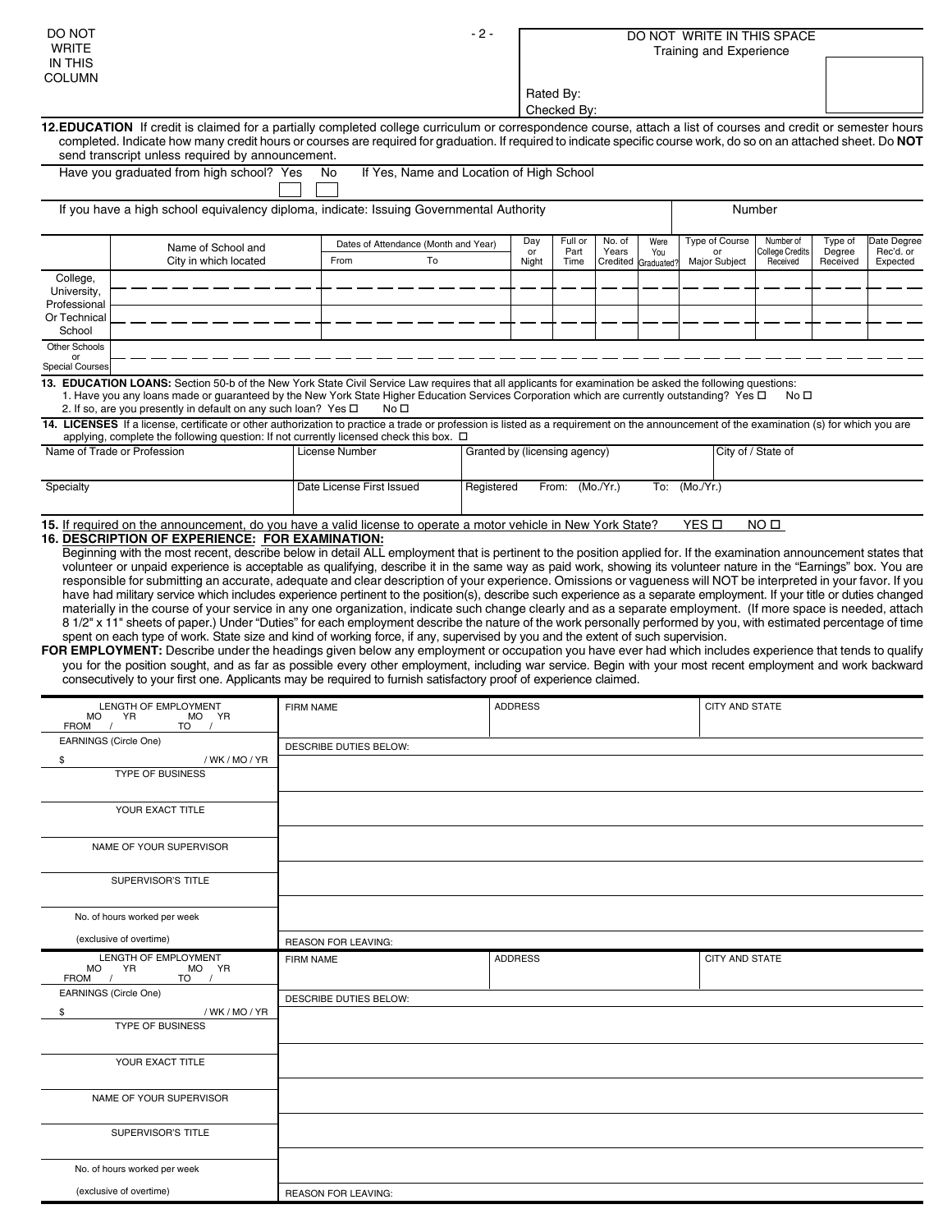DO NOT WRITE IN THIS COLUMN

DO NOT WRITE IN THIS SPACE
Training and Experience

Rated By:
Checked By:

**12. EDUCATION** If credit is claimed for a partially completed college curriculum or correspondence course, attach a list of courses and credit or semester hours completed. Indicate how many credit hours or courses are required for graduation. If required to indicate specific course work, do so on an attached sheet. Do **NOT** send transcript unless required by announcement.

Have you graduated from high school? Yes ☐ No ☐ If Yes, Name and Location of High School

If you have a high school equivalency diploma, indicate: Issuing Governmental Authority | Number

| | Name of School and City in which located | Dates of Attendance (Month and Year) From | To | Day or Night | Full or Part Time | No. of Years Credited | Were You Graduated? | Type of Course or Major Subject | Number of College Credits Received | Type of Degree Received | Date Degree Rec'd. or Expected |
|---|---|---|---|---|---|---|---|---|---|---|---|
| College, University, Professional Or Technical School | | | | | | | | | | | |
| | | | | | | | | | | | |
| Other Schools or Special Courses | | | | | | | | | | | |

**13. EDUCATION LOANS:** Section 50-b of the New York State Civil Service Law requires that all applicants for examination be asked the following questions:

1. Have you any loans made or guaranteed by the New York State Higher Education Services Corporation which are currently outstanding? Yes ☐ No ☐
2. If so, are you presently in default on any such loan? Yes ☐ No ☐

**14. LICENSES** If a license, certificate or other authorization to practice a trade or profession is listed as a requirement on the announcement of the examination (s) for which you are applying, complete the following question: If not currently licensed check this box. ☐

| Name of Trade or Profession | License Number | Granted by (licensing agency) | City of / State of |
|---|---|---|---|
| Specialty | Date License First Issued | Registered From: (Mo./Yr.) To: (Mo./Yr.) | |

**15.** If required on the announcement, do you have a valid license to operate a motor vehicle in New York State? YES ☐ NO ☐

**16. DESCRIPTION OF EXPERIENCE: FOR EXAMINATION:**
Beginning with the most recent, describe below in detail ALL employment that is pertinent to the position applied for. If the examination announcement states that volunteer or unpaid experience is acceptable as qualifying, describe it in the same way as paid work, showing its volunteer nature in the "Earnings" box. You are responsible for submitting an accurate, adequate and clear description of your experience. Omissions or vagueness will NOT be interpreted in your favor. If you have had military service which includes experience pertinent to the position(s), describe such experience as a separate employment. If your title or duties changed materially in the course of your service in any one organization, indicate such change clearly and as a separate employment. (If more space is needed, attach 8 1/2" x 11" sheets of paper.) Under "Duties" for each employment describe the nature of the work personally performed by you, with estimated percentage of time spent on each type of work. State size and kind of working force, if any, supervised by you and the extent of such supervision.

**FOR EMPLOYMENT:** Describe under the headings given below any employment or occupation you have ever had which includes experience that tends to qualify you for the position sought, and as far as possible every other employment, including war service. Begin with your most recent employment and work backward consecutively to your first one. Applicants may be required to furnish satisfactory proof of experience claimed.

| LENGTH OF EMPLOYMENT FROM MO / YR TO MO / YR | FIRM NAME | ADDRESS | CITY AND STATE |
|---|---|---|---|
| EARNINGS (Circle One) $ / WK / MO / YR | DESCRIBE DUTIES BELOW: | | |
| TYPE OF BUSINESS | | | |
| YOUR EXACT TITLE | | | |
| NAME OF YOUR SUPERVISOR | | | |
| SUPERVISOR'S TITLE | | | |
| No. of hours worked per week (exclusive of overtime) | REASON FOR LEAVING: | | |

| LENGTH OF EMPLOYMENT FROM MO / YR TO MO / YR | FIRM NAME | ADDRESS | CITY AND STATE |
|---|---|---|---|
| EARNINGS (Circle One) $ / WK / MO / YR | DESCRIBE DUTIES BELOW: | | |
| TYPE OF BUSINESS | | | |
| YOUR EXACT TITLE | | | |
| NAME OF YOUR SUPERVISOR | | | |
| SUPERVISOR'S TITLE | | | |
| No. of hours worked per week (exclusive of overtime) | REASON FOR LEAVING: | | |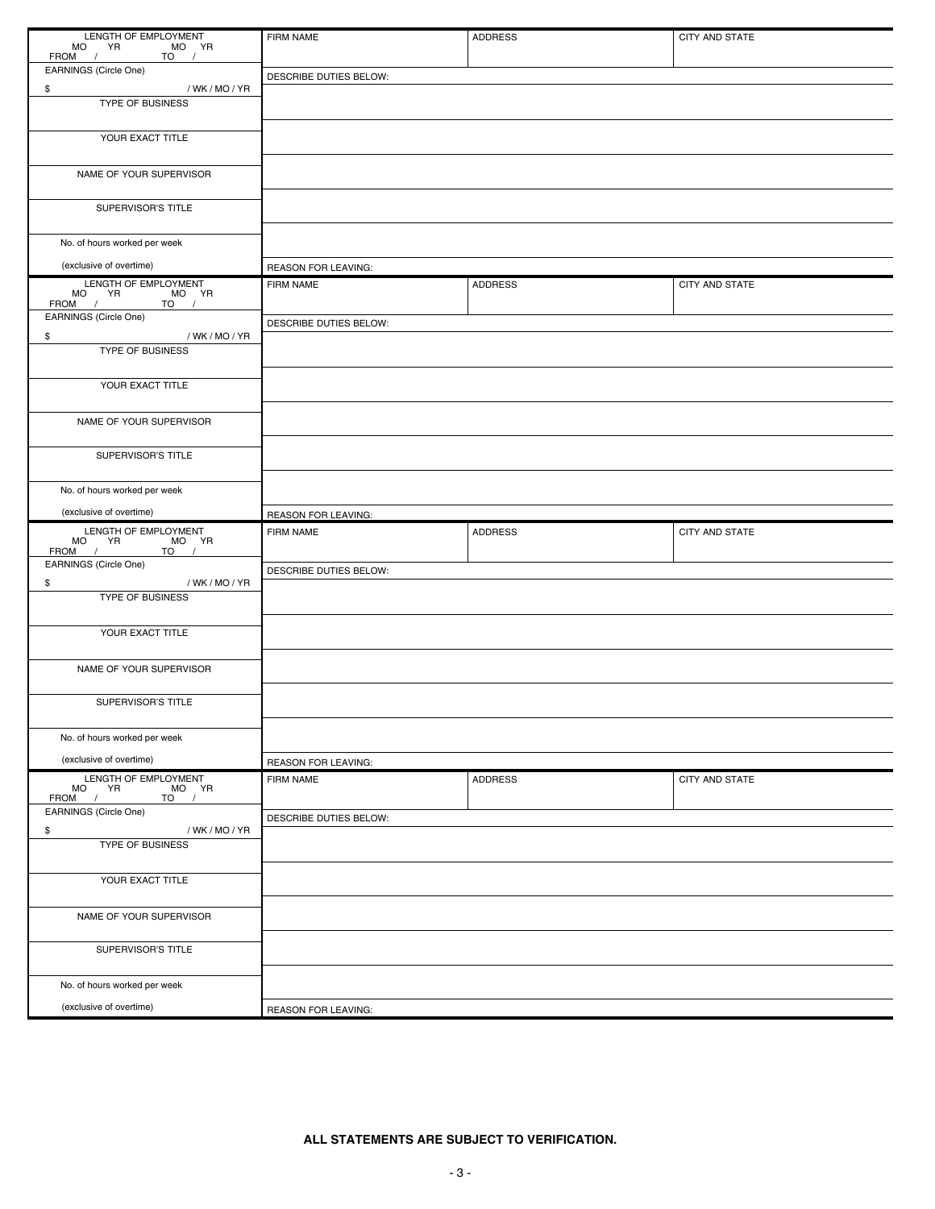| LENGTH OF EMPLOYMENT<br>MO YR MO YR<br>FROM / TO / | FIRM NAME | ADDRESS | CITY AND STATE |
|---|---|---|---|
| EARNINGS (Circle One)<br>$ / WK / MO / YR | DESCRIBE DUTIES BELOW: | | |
| TYPE OF BUSINESS | | | |
| YOUR EXACT TITLE | | | |
| NAME OF YOUR SUPERVISOR | | | |
| SUPERVISOR'S TITLE | | | |
| No. of hours worked per week | | | |
| (exclusive of overtime) | REASON FOR LEAVING: | | |

| LENGTH OF EMPLOYMENT<br>MO YR MO YR<br>FROM / TO / | FIRM NAME | ADDRESS | CITY AND STATE |
|---|---|---|---|
| EARNINGS (Circle One)<br>$ / WK / MO / YR | DESCRIBE DUTIES BELOW: | | |
| TYPE OF BUSINESS | | | |
| YOUR EXACT TITLE | | | |
| NAME OF YOUR SUPERVISOR | | | |
| SUPERVISOR'S TITLE | | | |
| No. of hours worked per week | | | |
| (exclusive of overtime) | REASON FOR LEAVING: | | |

| LENGTH OF EMPLOYMENT<br>MO YR MO YR<br>FROM / TO / | FIRM NAME | ADDRESS | CITY AND STATE |
|---|---|---|---|
| EARNINGS (Circle One)<br>$ / WK / MO / YR | DESCRIBE DUTIES BELOW: | | |
| TYPE OF BUSINESS | | | |
| YOUR EXACT TITLE | | | |
| NAME OF YOUR SUPERVISOR | | | |
| SUPERVISOR'S TITLE | | | |
| No. of hours worked per week | | | |
| (exclusive of overtime) | REASON FOR LEAVING: | | |

| LENGTH OF EMPLOYMENT<br>MO YR MO YR<br>FROM / TO / | FIRM NAME | ADDRESS | CITY AND STATE |
|---|---|---|---|
| EARNINGS (Circle One)<br>$ / WK / MO / YR | DESCRIBE DUTIES BELOW: | | |
| TYPE OF BUSINESS | | | |
| YOUR EXACT TITLE | | | |
| NAME OF YOUR SUPERVISOR | | | |
| SUPERVISOR'S TITLE | | | |
| No. of hours worked per week | | | |
| (exclusive of overtime) | REASON FOR LEAVING: | | |

**ALL STATEMENTS ARE SUBJECT TO VERIFICATION.**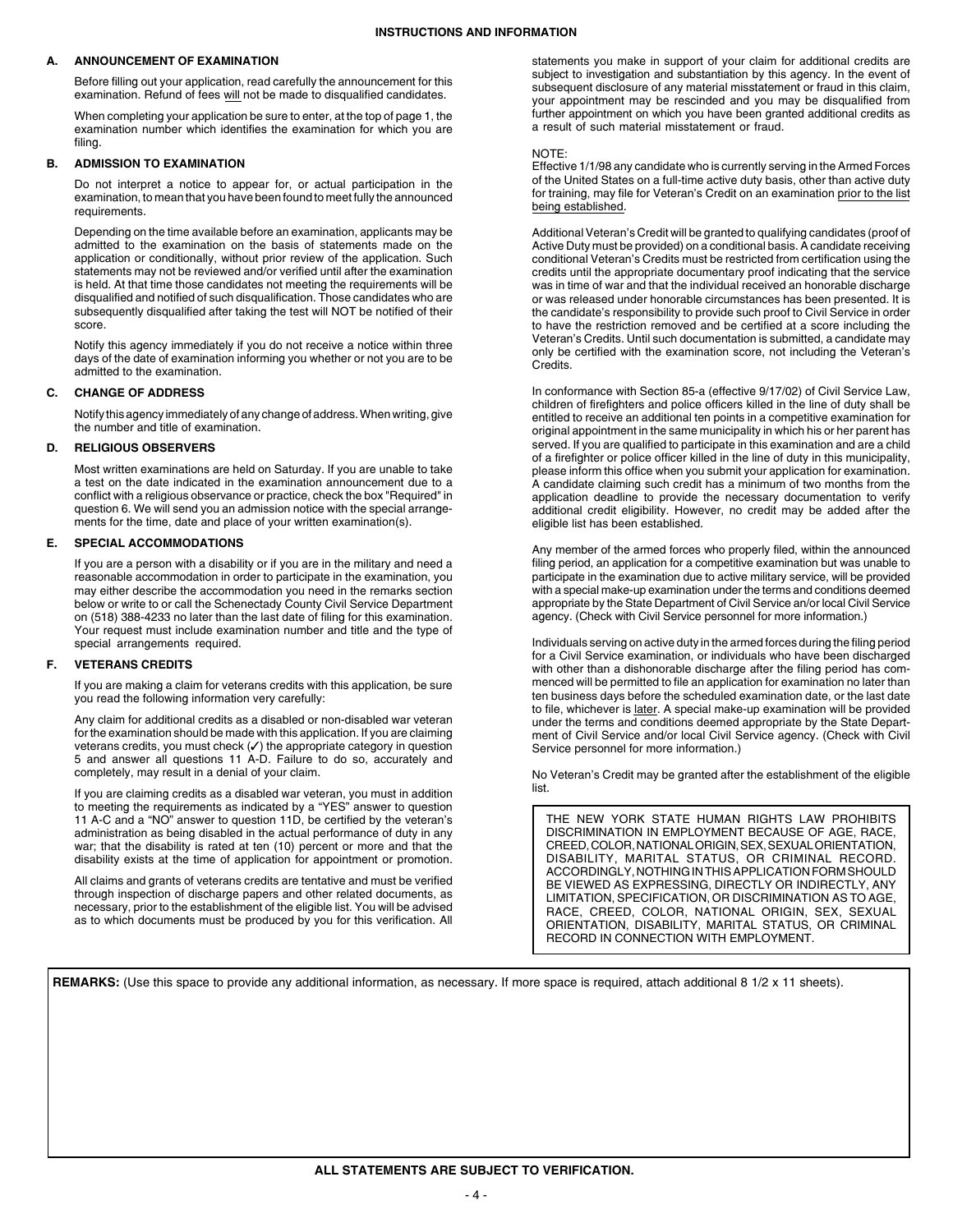# INSTRUCTIONS AND INFORMATION

## A. ANNOUNCEMENT OF EXAMINATION

Before filling out your application, read carefully the announcement for this examination. Refund of fees will not be made to disqualified candidates.

When completing your application be sure to enter, at the top of page 1, the examination number which identifies the examination for which you are filing.

## B. ADMISSION TO EXAMINATION

Do not interpret a notice to appear for, or actual participation in the examination, to mean that you have been found to meet fully the announced requirements.

Depending on the time available before an examination, applicants may be admitted to the examination on the basis of statements made on the application or conditionally, without prior review of the application. Such statements may not be reviewed and/or verified until after the examination is held. At that time those candidates not meeting the requirements will be disqualified and notified of such disqualification. Those candidates who are subsequently disqualified after taking the test will NOT be notified of their score.

Notify this agency immediately if you do not receive a notice within three days of the date of examination informing you whether or not you are to be admitted to the examination.

## C. CHANGE OF ADDRESS

Notify this agency immediately of any change of address. When writing, give the number and title of examination.

## D. RELIGIOUS OBSERVERS

Most written examinations are held on Saturday. If you are unable to take a test on the date indicated in the examination announcement due to a conflict with a religious observance or practice, check the box "Required" in question 6. We will send you an admission notice with the special arrangements for the time, date and place of your written examination(s).

## E. SPECIAL ACCOMMODATIONS

If you are a person with a disability or if you are in the military and need a reasonable accommodation in order to participate in the examination, you may either describe the accommodation you need in the remarks section below or write to or call the Schenectady County Civil Service Department on (518) 388-4233 no later than the last date of filing for this examination. Your request must include examination number and title and the type of special arrangements required.

## F. VETERANS CREDITS

If you are making a claim for veterans credits with this application, be sure you read the following information very carefully:

Any claim for additional credits as a disabled or non-disabled war veteran for the examination should be made with this application. If you are claiming veterans credits, you must check (✓) the appropriate category in question 5 and answer all questions 11 A-D. Failure to do so, accurately and completely, may result in a denial of your claim.

If you are claiming credits as a disabled war veteran, you must in addition to meeting the requirements as indicated by a "YES" answer to question 11 A-C and a "NO" answer to question 11D, be certified by the veteran's administration as being disabled in the actual performance of duty in any war; that the disability is rated at ten (10) percent or more and that the disability exists at the time of application for appointment or promotion.

All claims and grants of veterans credits are tentative and must be verified through inspection of discharge papers and other related documents, as necessary, prior to the establishment of the eligible list. You will be advised as to which documents must be produced by you for this verification. All statements you make in support of your claim for additional credits are subject to investigation and substantiation by this agency. In the event of subsequent disclosure of any material misstatement or fraud in this claim, your appointment may be rescinded and you may be disqualified from further appointment on which you have been granted additional credits as a result of such material misstatement or fraud.

NOTE:
Effective 1/1/98 any candidate who is currently serving in the Armed Forces of the United States on a full-time active duty basis, other than active duty for training, may file for Veteran's Credit on an examination prior to the list being established.

Additional Veteran's Credit will be granted to qualifying candidates (proof of Active Duty must be provided) on a conditional basis. A candidate receiving conditional Veteran's Credits must be restricted from certification using the credits until the appropriate documentary proof indicating that the service was in time of war and that the individual received an honorable discharge or was released under honorable circumstances has been presented. It is the candidate's responsibility to provide such proof to Civil Service in order to have the restriction removed and be certified at a score including the Veteran's Credits. Until such documentation is submitted, a candidate may only be certified with the examination score, not including the Veteran's Credits.

In conformance with Section 85-a (effective 9/17/02) of Civil Service Law, children of firefighters and police officers killed in the line of duty shall be entitled to receive an additional ten points in a competitive examination for original appointment in the same municipality in which his or her parent has served. If you are qualified to participate in this examination and are a child of a firefighter or police officer killed in the line of duty in this municipality, please inform this office when you submit your application for examination. A candidate claiming such credit has a minimum of two months from the application deadline to provide the necessary documentation to verify additional credit eligibility. However, no credit may be added after the eligible list has been established.

Any member of the armed forces who properly filed, within the announced filing period, an application for a competitive examination but was unable to participate in the examination due to active military service, will be provided with a special make-up examination under the terms and conditions deemed appropriate by the State Department of Civil Service an/or local Civil Service agency. (Check with Civil Service personnel for more information.)

Individuals serving on active duty in the armed forces during the filing period for a Civil Service examination, or individuals who have been discharged with other than a dishonorable discharge after the filing period has commenced will be permitted to file an application for examination no later than ten business days before the scheduled examination date, or the last date to file, whichever is later. A special make-up examination will be provided under the terms and conditions deemed appropriate by the State Department of Civil Service and/or local Civil Service agency. (Check with Civil Service personnel for more information.)

No Veteran's Credit may be granted after the establishment of the eligible list.

THE NEW YORK STATE HUMAN RIGHTS LAW PROHIBITS DISCRIMINATION IN EMPLOYMENT BECAUSE OF AGE, RACE, CREED, COLOR, NATIONAL ORIGIN, SEX, SEXUAL ORIENTATION, DISABILITY, MARITAL STATUS, OR CRIMINAL RECORD. ACCORDINGLY, NOTHING IN THIS APPLICATION FORM SHOULD BE VIEWED AS EXPRESSING, DIRECTLY OR INDIRECTLY, ANY LIMITATION, SPECIFICATION, OR DISCRIMINATION AS TO AGE, RACE, CREED, COLOR, NATIONAL ORIGIN, SEX, SEXUAL ORIENTATION, DISABILITY, MARITAL STATUS, OR CRIMINAL RECORD IN CONNECTION WITH EMPLOYMENT.

**REMARKS:** (Use this space to provide any additional information, as necessary. If more space is required, attach additional 8 1/2 x 11 sheets).

**ALL STATEMENTS ARE SUBJECT TO VERIFICATION.**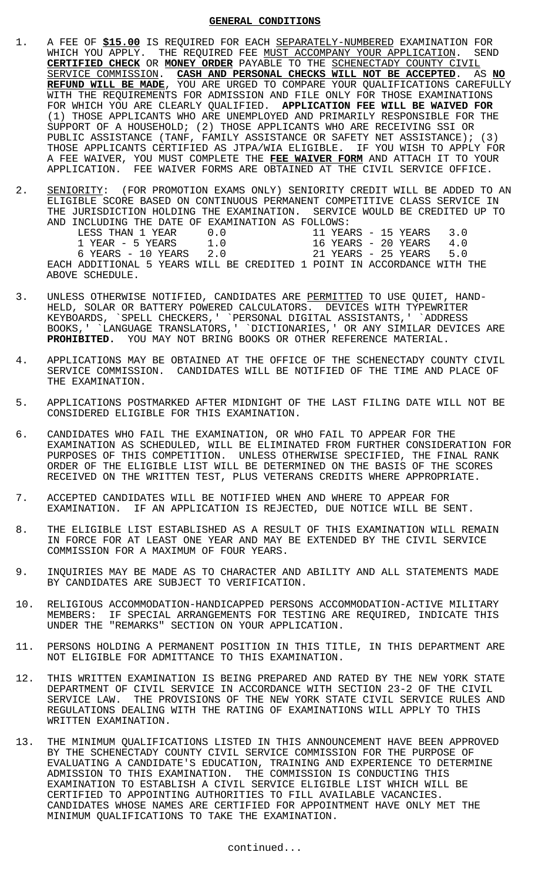## GENERAL CONDITIONS

1. A FEE OF **$15.00** IS REQUIRED FOR EACH SEPARATELY-NUMBERED EXAMINATION FOR WHICH YOU APPLY. THE REQUIRED FEE MUST ACCOMPANY YOUR APPLICATION. SEND **CERTIFIED CHECK** OR **MONEY ORDER** PAYABLE TO THE SCHENECTADY COUNTY CIVIL SERVICE COMMISSION. **CASH AND PERSONAL CHECKS WILL NOT BE ACCEPTED**. AS **NO REFUND WILL BE MADE**, YOU ARE URGED TO COMPARE YOUR QUALIFICATIONS CAREFULLY WITH THE REQUIREMENTS FOR ADMISSION AND FILE ONLY FOR THOSE EXAMINATIONS FOR WHICH YOU ARE CLEARLY QUALIFIED. **APPLICATION FEE WILL BE WAIVED FOR** (1) THOSE APPLICANTS WHO ARE UNEMPLOYED AND PRIMARILY RESPONSIBLE FOR THE SUPPORT OF A HOUSEHOLD; (2) THOSE APPLICANTS WHO ARE RECEIVING SSI OR PUBLIC ASSISTANCE (TANF, FAMILY ASSISTANCE OR SAFETY NET ASSISTANCE); (3) THOSE APPLICANTS CERTIFIED AS JTPA/WIA ELIGIBLE. IF YOU WISH TO APPLY FOR A FEE WAIVER, YOU MUST COMPLETE THE **FEE WAIVER FORM** AND ATTACH IT TO YOUR APPLICATION. FEE WAIVER FORMS ARE OBTAINED AT THE CIVIL SERVICE OFFICE.

2. SENIORITY: (FOR PROMOTION EXAMS ONLY) SENIORITY CREDIT WILL BE ADDED TO AN ELIGIBLE SCORE BASED ON CONTINUOUS PERMANENT COMPETITIVE CLASS SERVICE IN THE JURISDICTION HOLDING THE EXAMINATION. SERVICE WOULD BE CREDITED UP TO AND INCLUDING THE DATE OF EXAMINATION AS FOLLOWS:

| | | | |
|---|---|---|---|
| LESS THAN 1 YEAR | 0.0 | 11 YEARS - 15 YEARS | 3.0 |
| 1 YEAR - 5 YEARS | 1.0 | 16 YEARS - 20 YEARS | 4.0 |
| 6 YEARS - 10 YEARS | 2.0 | 21 YEARS - 25 YEARS | 5.0 |

   EACH ADDITIONAL 5 YEARS WILL BE CREDITED 1 POINT IN ACCORDANCE WITH THE ABOVE SCHEDULE.

3. UNLESS OTHERWISE NOTIFIED, CANDIDATES ARE PERMITTED TO USE QUIET, HAND-HELD, SOLAR OR BATTERY POWERED CALCULATORS. DEVICES WITH TYPEWRITER KEYBOARDS, `SPELL CHECKERS,' `PERSONAL DIGITAL ASSISTANTS,' `ADDRESS BOOKS,' `LANGUAGE TRANSLATORS,' `DICTIONARIES,' OR ANY SIMILAR DEVICES ARE **PROHIBITED.** YOU MAY NOT BRING BOOKS OR OTHER REFERENCE MATERIAL.

4. APPLICATIONS MAY BE OBTAINED AT THE OFFICE OF THE SCHENECTADY COUNTY CIVIL SERVICE COMMISSION. CANDIDATES WILL BE NOTIFIED OF THE TIME AND PLACE OF THE EXAMINATION.

5. APPLICATIONS POSTMARKED AFTER MIDNIGHT OF THE LAST FILING DATE WILL NOT BE CONSIDERED ELIGIBLE FOR THIS EXAMINATION.

6. CANDIDATES WHO FAIL THE EXAMINATION, OR WHO FAIL TO APPEAR FOR THE EXAMINATION AS SCHEDULED, WILL BE ELIMINATED FROM FURTHER CONSIDERATION FOR PURPOSES OF THIS COMPETITION. UNLESS OTHERWISE SPECIFIED, THE FINAL RANK ORDER OF THE ELIGIBLE LIST WILL BE DETERMINED ON THE BASIS OF THE SCORES RECEIVED ON THE WRITTEN TEST, PLUS VETERANS CREDITS WHERE APPROPRIATE.

7. ACCEPTED CANDIDATES WILL BE NOTIFIED WHEN AND WHERE TO APPEAR FOR EXAMINATION. IF AN APPLICATION IS REJECTED, DUE NOTICE WILL BE SENT.

8. THE ELIGIBLE LIST ESTABLISHED AS A RESULT OF THIS EXAMINATION WILL REMAIN IN FORCE FOR AT LEAST ONE YEAR AND MAY BE EXTENDED BY THE CIVIL SERVICE COMMISSION FOR A MAXIMUM OF FOUR YEARS.

9. INQUIRIES MAY BE MADE AS TO CHARACTER AND ABILITY AND ALL STATEMENTS MADE BY CANDIDATES ARE SUBJECT TO VERIFICATION.

10. RELIGIOUS ACCOMMODATION-HANDICAPPED PERSONS ACCOMMODATION-ACTIVE MILITARY MEMBERS: IF SPECIAL ARRANGEMENTS FOR TESTING ARE REQUIRED, INDICATE THIS UNDER THE "REMARKS" SECTION ON YOUR APPLICATION.

11. PERSONS HOLDING A PERMANENT POSITION IN THIS TITLE, IN THIS DEPARTMENT ARE NOT ELIGIBLE FOR ADMITTANCE TO THIS EXAMINATION.

12. THIS WRITTEN EXAMINATION IS BEING PREPARED AND RATED BY THE NEW YORK STATE DEPARTMENT OF CIVIL SERVICE IN ACCORDANCE WITH SECTION 23-2 OF THE CIVIL SERVICE LAW. THE PROVISIONS OF THE NEW YORK STATE CIVIL SERVICE RULES AND REGULATIONS DEALING WITH THE RATING OF EXAMINATIONS WILL APPLY TO THIS WRITTEN EXAMINATION.

13. THE MINIMUM QUALIFICATIONS LISTED IN THIS ANNOUNCEMENT HAVE BEEN APPROVED BY THE SCHENECTADY COUNTY CIVIL SERVICE COMMISSION FOR THE PURPOSE OF EVALUATING A CANDIDATE'S EDUCATION, TRAINING AND EXPERIENCE TO DETERMINE ADMISSION TO THIS EXAMINATION. THE COMMISSION IS CONDUCTING THIS EXAMINATION TO ESTABLISH A CIVIL SERVICE ELIGIBLE LIST WHICH WILL BE CERTIFIED TO APPOINTING AUTHORITIES TO FILL AVAILABLE VACANCIES. CANDIDATES WHOSE NAMES ARE CERTIFIED FOR APPOINTMENT HAVE ONLY MET THE MINIMUM QUALIFICATIONS TO TAKE THE EXAMINATION.

continued...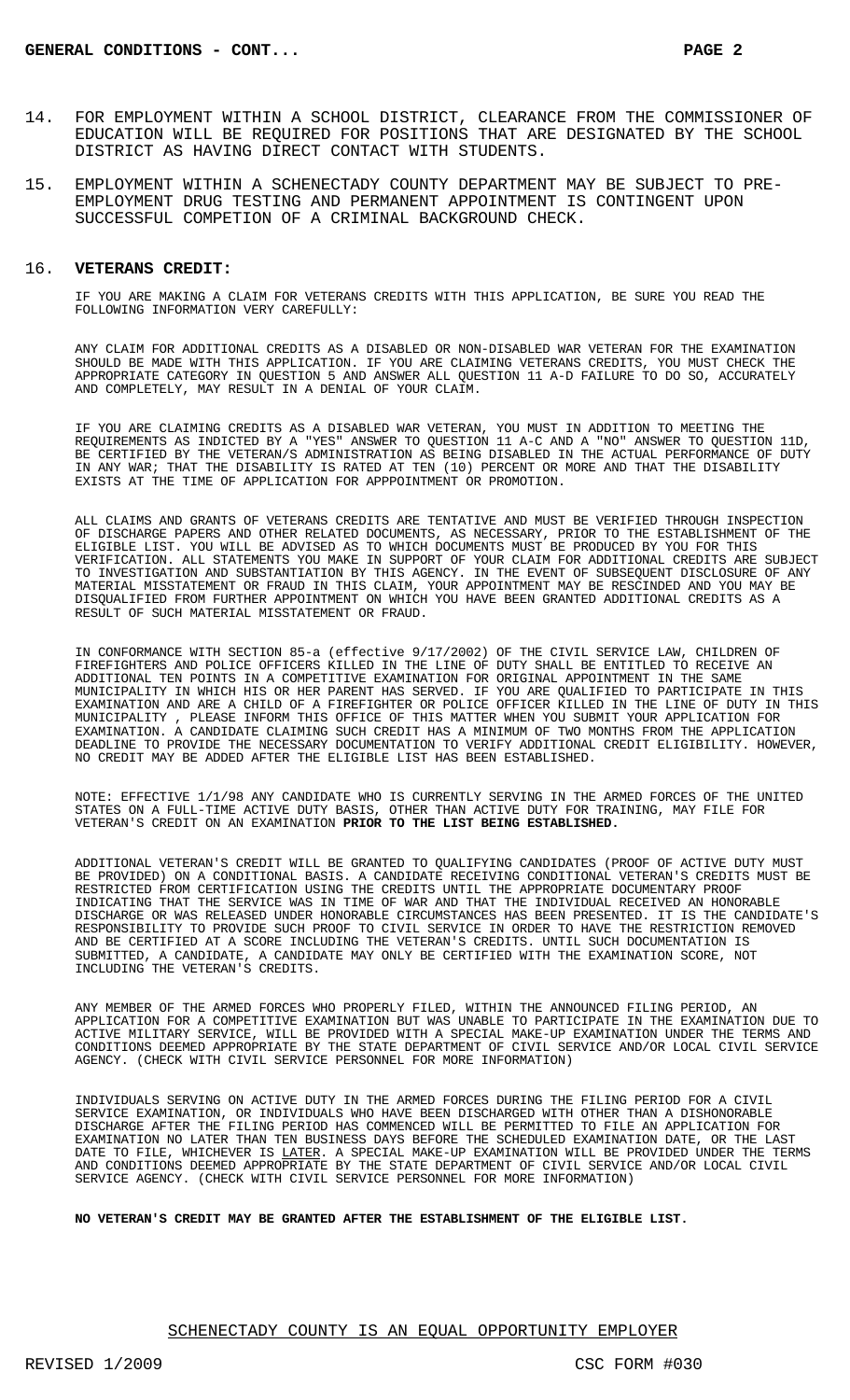14. FOR EMPLOYMENT WITHIN A SCHOOL DISTRICT, CLEARANCE FROM THE COMMISSIONER OF EDUCATION WILL BE REQUIRED FOR POSITIONS THAT ARE DESIGNATED BY THE SCHOOL DISTRICT AS HAVING DIRECT CONTACT WITH STUDENTS.

15. EMPLOYMENT WITHIN A SCHENECTADY COUNTY DEPARTMENT MAY BE SUBJECT TO PRE-EMPLOYMENT DRUG TESTING AND PERMANENT APPOINTMENT IS CONTINGENT UPON SUCCESSFUL COMPETION OF A CRIMINAL BACKGROUND CHECK.

16. **VETERANS CREDIT:**

IF YOU ARE MAKING A CLAIM FOR VETERANS CREDITS WITH THIS APPLICATION, BE SURE YOU READ THE FOLLOWING INFORMATION VERY CAREFULLY:

ANY CLAIM FOR ADDITIONAL CREDITS AS A DISABLED OR NON-DISABLED WAR VETERAN FOR THE EXAMINATION SHOULD BE MADE WITH THIS APPLICATION. IF YOU ARE CLAIMING VETERANS CREDITS, YOU MUST CHECK THE APPROPRIATE CATEGORY IN QUESTION 5 AND ANSWER ALL QUESTION 11 A-D FAILURE TO DO SO, ACCURATELY AND COMPLETELY, MAY RESULT IN A DENIAL OF YOUR CLAIM.

IF YOU ARE CLAIMING CREDITS AS A DISABLED WAR VETERAN, YOU MUST IN ADDITION TO MEETING THE REQUIREMENTS AS INDICTED BY A "YES" ANSWER TO QUESTION 11 A-C AND A "NO" ANSWER TO QUESTION 11D, BE CERTIFIED BY THE VETERAN/S ADMINISTRATION AS BEING DISABLED IN THE ACTUAL PERFORMANCE OF DUTY IN ANY WAR; THAT THE DISABILITY IS RATED AT TEN (10) PERCENT OR MORE AND THAT THE DISABILITY EXISTS AT THE TIME OF APPLICATION FOR APPPOINTMENT OR PROMOTION.

ALL CLAIMS AND GRANTS OF VETERANS CREDITS ARE TENTATIVE AND MUST BE VERIFIED THROUGH INSPECTION OF DISCHARGE PAPERS AND OTHER RELATED DOCUMENTS, AS NECESSARY, PRIOR TO THE ESTABLISHMENT OF THE ELIGIBLE LIST. YOU WILL BE ADVISED AS TO WHICH DOCUMENTS MUST BE PRODUCED BY YOU FOR THIS VERIFICATION. ALL STATEMENTS YOU MAKE IN SUPPORT OF YOUR CLAIM FOR ADDITIONAL CREDITS ARE SUBJECT TO INVESTIGATION AND SUBSTANTIATION BY THIS AGENCY. IN THE EVENT OF SUBSEQUENT DISCLOSURE OF ANY MATERIAL MISSTATEMENT OR FRAUD IN THIS CLAIM, YOUR APPOINTMENT MAY BE RESCINDED AND YOU MAY BE DISQUALIFIED FROM FURTHER APPOINTMENT ON WHICH YOU HAVE BEEN GRANTED ADDITIONAL CREDITS AS A RESULT OF SUCH MATERIAL MISSTATEMENT OR FRAUD.

IN CONFORMANCE WITH SECTION 85-a (effective 9/17/2002) OF THE CIVIL SERVICE LAW, CHILDREN OF FIREFIGHTERS AND POLICE OFFICERS KILLED IN THE LINE OF DUTY SHALL BE ENTITLED TO RECEIVE AN ADDITIONAL TEN POINTS IN A COMPETITIVE EXAMINATION FOR ORIGINAL APPOINTMENT IN THE SAME MUNICIPALITY IN WHICH HIS OR HER PARENT HAS SERVED. IF YOU ARE QUALIFIED TO PARTICIPATE IN THIS EXAMINATION AND ARE A CHILD OF A FIREFIGHTER OR POLICE OFFICER KILLED IN THE LINE OF DUTY IN THIS MUNICIPALITY , PLEASE INFORM THIS OFFICE OF THIS MATTER WHEN YOU SUBMIT YOUR APPLICATION FOR EXAMINATION. A CANDIDATE CLAIMING SUCH CREDIT HAS A MINIMUM OF TWO MONTHS FROM THE APPLICATION DEADLINE TO PROVIDE THE NECESSARY DOCUMENTATION TO VERIFY ADDITIONAL CREDIT ELIGIBILITY. HOWEVER, NO CREDIT MAY BE ADDED AFTER THE ELIGIBLE LIST HAS BEEN ESTABLISHED.

NOTE: EFFECTIVE 1/1/98 ANY CANDIDATE WHO IS CURRENTLY SERVING IN THE ARMED FORCES OF THE UNITED STATES ON A FULL-TIME ACTIVE DUTY BASIS, OTHER THAN ACTIVE DUTY FOR TRAINING, MAY FILE FOR VETERAN'S CREDIT ON AN EXAMINATION **PRIOR TO THE LIST BEING ESTABLISHED.**

ADDITIONAL VETERAN'S CREDIT WILL BE GRANTED TO QUALIFYING CANDIDATES (PROOF OF ACTIVE DUTY MUST BE PROVIDED) ON A CONDITIONAL BASIS. A CANDIDATE RECEIVING CONDITIONAL VETERAN'S CREDITS MUST BE RESTRICTED FROM CERTIFICATION USING THE CREDITS UNTIL THE APPROPRIATE DOCUMENTARY PROOF INDICATING THAT THE SERVICE WAS IN TIME OF WAR AND THAT THE INDIVIDUAL RECEIVED AN HONORABLE DISCHARGE OR WAS RELEASED UNDER HONORABLE CIRCUMSTANCES HAS BEEN PRESENTED. IT IS THE CANDIDATE'S RESPONSIBILITY TO PROVIDE SUCH PROOF TO CIVIL SERVICE IN ORDER TO HAVE THE RESTRICTION REMOVED AND BE CERTIFIED AT A SCORE INCLUDING THE VETERAN'S CREDITS. UNTIL SUCH DOCUMENTATION IS SUBMITTED, A CANDIDATE, A CANDIDATE MAY ONLY BE CERTIFIED WITH THE EXAMINATION SCORE, NOT INCLUDING THE VETERAN'S CREDITS.

ANY MEMBER OF THE ARMED FORCES WHO PROPERLY FILED, WITHIN THE ANNOUNCED FILING PERIOD, AN APPLICATION FOR A COMPETITIVE EXAMINATION BUT WAS UNABLE TO PARTICIPATE IN THE EXAMINATION DUE TO ACTIVE MILITARY SERVICE, WILL BE PROVIDED WITH A SPECIAL MAKE-UP EXAMINATION UNDER THE TERMS AND CONDITIONS DEEMED APPROPRIATE BY THE STATE DEPARTMENT OF CIVIL SERVICE AND/OR LOCAL CIVIL SERVICE AGENCY. (CHECK WITH CIVIL SERVICE PERSONNEL FOR MORE INFORMATION)

INDIVIDUALS SERVING ON ACTIVE DUTY IN THE ARMED FORCES DURING THE FILING PERIOD FOR A CIVIL SERVICE EXAMINATION, OR INDIVIDUALS WHO HAVE BEEN DISCHARGED WITH OTHER THAN A DISHONORABLE DISCHARGE AFTER THE FILING PERIOD HAS COMMENCED WILL BE PERMITTED TO FILE AN APPLICATION FOR EXAMINATION NO LATER THAN TEN BUSINESS DAYS BEFORE THE SCHEDULED EXAMINATION DATE, OR THE LAST DATE TO FILE, WHICHEVER IS LATER. A SPECIAL MAKE-UP EXAMINATION WILL BE PROVIDED UNDER THE TERMS AND CONDITIONS DEEMED APPROPRIATE BY THE STATE DEPARTMENT OF CIVIL SERVICE AND/OR LOCAL CIVIL SERVICE AGENCY. (CHECK WITH CIVIL SERVICE PERSONNEL FOR MORE INFORMATION)

**NO VETERAN'S CREDIT MAY BE GRANTED AFTER THE ESTABLISHMENT OF THE ELIGIBLE LIST.**

SCHENECTADY COUNTY IS AN EQUAL OPPORTUNITY EMPLOYER

REVISED 1/2009 CSC FORM #030